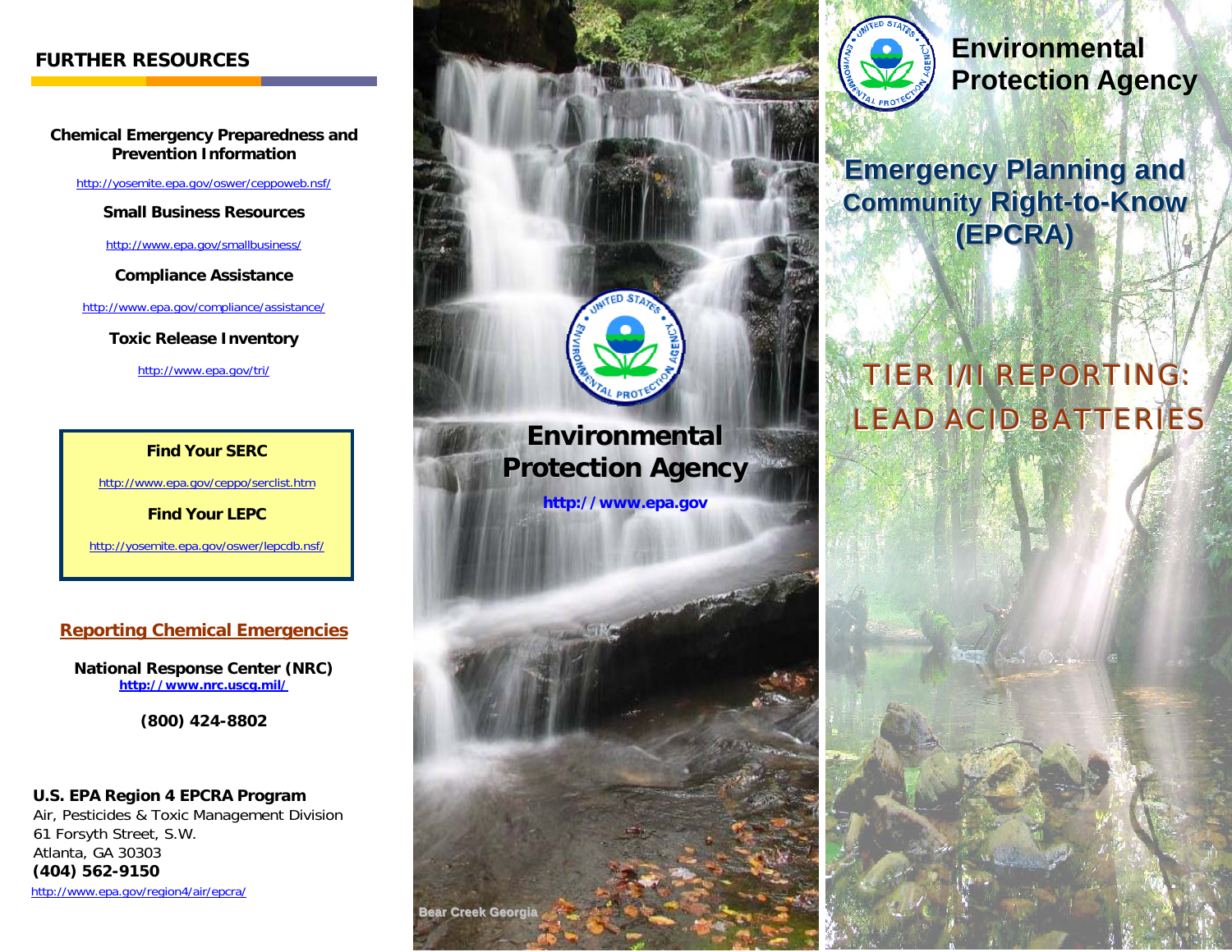## FURTHER RESOURCES

**Chemical Emergency Preparedness and Prevention Information**

http://yosemite.epa.gov/oswer/ceppoweb.nsf/

**Small Business Resources**

http://www.epa.gov/smallbusiness/

**Compliance Assistance**

http://www.epa.gov/compliance/assistance/

**Toxic Release Inventory**

http://www.epa.gov/tri/

**Find Your SERC**

http://www.epa.gov/ceppo/serclist.htm

**Find Your LEPC**

http://yosemite.epa.gov/oswer/lepcdb.nsf/

**Reporting Chemical Emergencies**

**National Response Center (NRC)**
**http://www.nrc.uscg.mil/**

**(800) 424-8802**

**U.S. EPA Region 4 EPCRA Program**
Air, Pesticides & Toxic Management Division
61 Forsyth Street, S.W.
Atlanta, GA 30303
**(404) 562-9150**
http://www.epa.gov/region4/air/epcra/

**Environmental Protection Agency**

**http://www.epa.gov**

Bear Creek Georgia

# Environmental Protection Agency

## Emergency Planning and Community Right-to-Know (EPCRA)

## TIER I/II REPORTING: LEAD ACID BATTERIES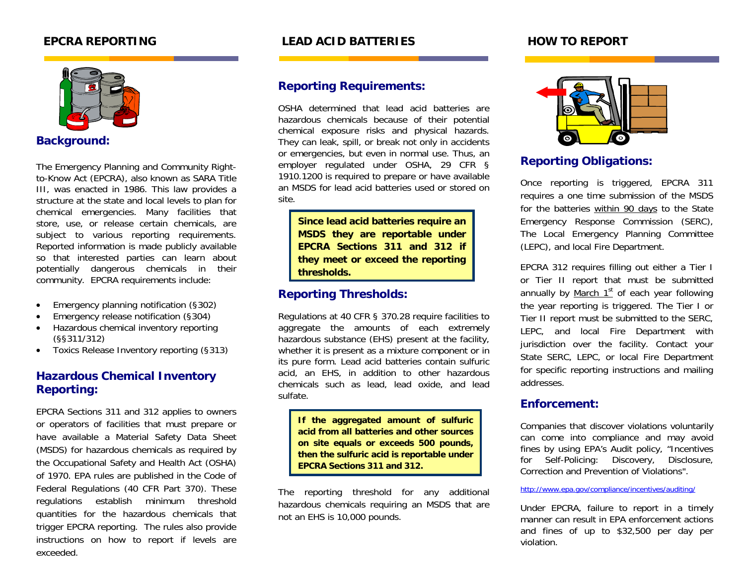## EPCRA REPORTING

### Background:

The Emergency Planning and Community Right-to-Know Act (EPCRA), also known as SARA Title III, was enacted in 1986. This law provides a structure at the state and local levels to plan for chemical emergencies. Many facilities that store, use, or release certain chemicals, are subject to various reporting requirements. Reported information is made publicly available so that interested parties can learn about potentially dangerous chemicals in their community. EPCRA requirements include:

- Emergency planning notification (§302)
- Emergency release notification (§304)
- Hazardous chemical inventory reporting (§§311/312)
- Toxics Release Inventory reporting (§313)

### Hazardous Chemical Inventory Reporting:

EPCRA Sections 311 and 312 applies to owners or operators of facilities that must prepare or have available a Material Safety Data Sheet (MSDS) for hazardous chemicals as required by the Occupational Safety and Health Act (OSHA) of 1970. EPA rules are published in the Code of Federal Regulations (40 CFR Part 370). These regulations establish minimum threshold quantities for the hazardous chemicals that trigger EPCRA reporting. The rules also provide instructions on how to report if levels are exceeded.

## LEAD ACID BATTERIES

### Reporting Requirements:

OSHA determined that lead acid batteries are hazardous chemicals because of their potential chemical exposure risks and physical hazards. They can leak, spill, or break not only in accidents or emergencies, but even in normal use. Thus, an employer regulated under OSHA, 29 CFR § 1910.1200 is required to prepare or have available an MSDS for lead acid batteries used or stored on site.

**Since lead acid batteries require an MSDS they are reportable under EPCRA Sections 311 and 312 if they meet or exceed the reporting thresholds.**

### Reporting Thresholds:

Regulations at 40 CFR § 370.28 require facilities to aggregate the amounts of each extremely hazardous substance (EHS) present at the facility, whether it is present as a mixture component or in its pure form. Lead acid batteries contain sulfuric acid, an EHS, in addition to other hazardous chemicals such as lead, lead oxide, and lead sulfate.

**If the aggregated amount of sulfuric acid from all batteries and other sources on site equals or exceeds 500 pounds, then the sulfuric acid is reportable under EPCRA Sections 311 and 312.**

The reporting threshold for any additional hazardous chemicals requiring an MSDS that are not an EHS is 10,000 pounds.

## HOW TO REPORT

### Reporting Obligations:

Once reporting is triggered, EPCRA 311 requires a one time submission of the MSDS for the batteries within 90 days to the State Emergency Response Commission (SERC), The Local Emergency Planning Committee (LEPC), and local Fire Department.

EPCRA 312 requires filling out either a Tier I or Tier II report that must be submitted annually by March 1st of each year following the year reporting is triggered. The Tier I or Tier II report must be submitted to the SERC, LEPC, and local Fire Department with jurisdiction over the facility. Contact your State SERC, LEPC, or local Fire Department for specific reporting instructions and mailing addresses.

### Enforcement:

Companies that discover violations voluntarily can come into compliance and may avoid fines by using EPA's Audit policy, "Incentives for Self-Policing: Discovery, Disclosure, Correction and Prevention of Violations".

http://www.epa.gov/compliance/incentives/auditing/

Under EPCRA, failure to report in a timely manner can result in EPA enforcement actions and fines of up to $32,500 per day per violation.